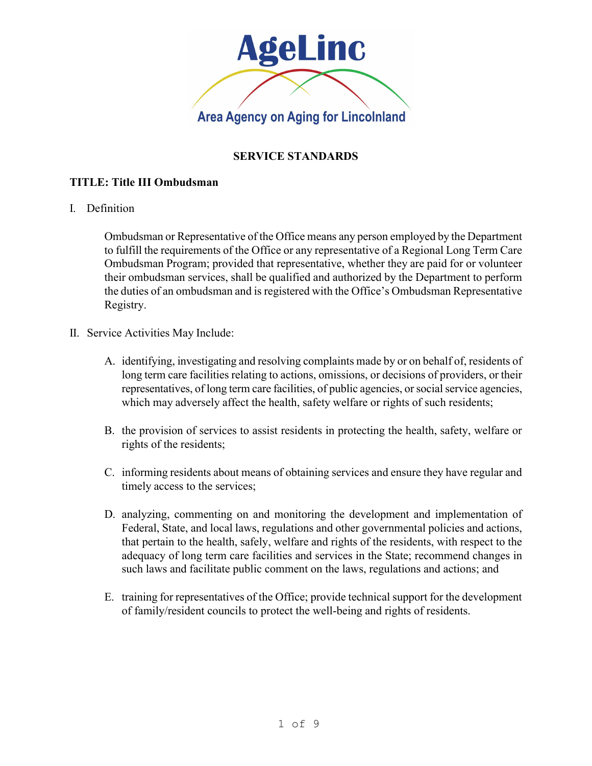# AgeLinc

Area Agency on Aging for Lincolnland

## SERVICE STANDARDS

**TITLE: Title III Ombudsman**

I. Definition

Ombudsman or Representative of the Office means any person employed by the Department to fulfill the requirements of the Office or any representative of a Regional Long Term Care Ombudsman Program; provided that representative, whether they are paid for or volunteer their ombudsman services, shall be qualified and authorized by the Department to perform the duties of an ombudsman and is registered with the Office's Ombudsman Representative Registry.

II. Service Activities May Include:

A. identifying, investigating and resolving complaints made by or on behalf of, residents of long term care facilities relating to actions, omissions, or decisions of providers, or their representatives, of long term care facilities, of public agencies, or social service agencies, which may adversely affect the health, safety welfare or rights of such residents;

B. the provision of services to assist residents in protecting the health, safety, welfare or rights of the residents;

C. informing residents about means of obtaining services and ensure they have regular and timely access to the services;

D. analyzing, commenting on and monitoring the development and implementation of Federal, State, and local laws, regulations and other governmental policies and actions, that pertain to the health, safely, welfare and rights of the residents, with respect to the adequacy of long term care facilities and services in the State; recommend changes in such laws and facilitate public comment on the laws, regulations and actions; and

E. training for representatives of the Office; provide technical support for the development of family/resident councils to protect the well-being and rights of residents.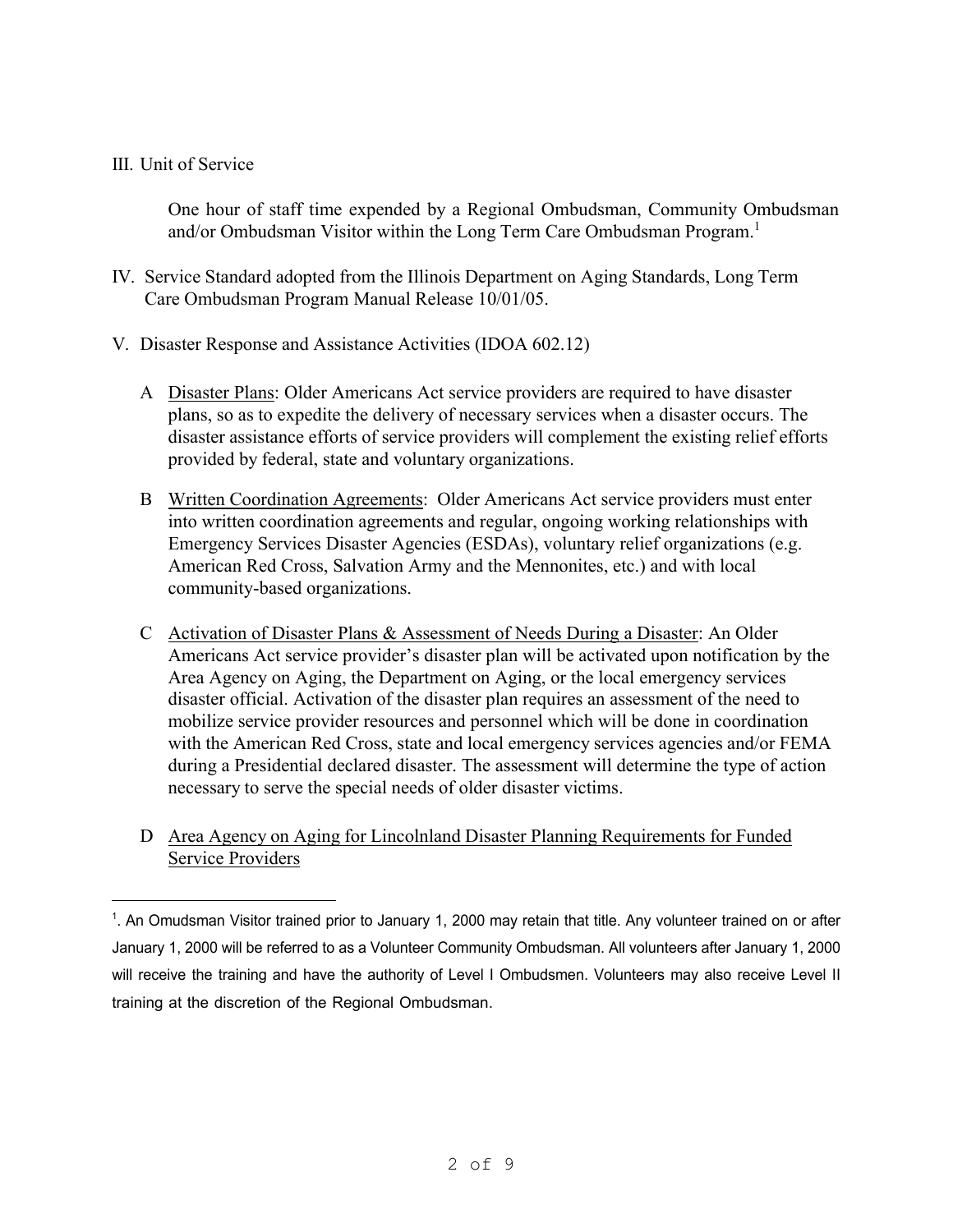III. Unit of Service

One hour of staff time expended by a Regional Ombudsman, Community Ombudsman and/or Ombudsman Visitor within the Long Term Care Ombudsman Program.[1]

IV. Service Standard adopted from the Illinois Department on Aging Standards, Long Term Care Ombudsman Program Manual Release 10/01/05.

V. Disaster Response and Assistance Activities (IDOA 602.12)

A <u>Disaster Plans</u>: Older Americans Act service providers are required to have disaster plans, so as to expedite the delivery of necessary services when a disaster occurs. The disaster assistance efforts of service providers will complement the existing relief efforts provided by federal, state and voluntary organizations.

B <u>Written Coordination Agreements</u>: Older Americans Act service providers must enter into written coordination agreements and regular, ongoing working relationships with Emergency Services Disaster Agencies (ESDAs), voluntary relief organizations (e.g. American Red Cross, Salvation Army and the Mennonites, etc.) and with local community-based organizations.

C <u>Activation of Disaster Plans & Assessment of Needs During a Disaster</u>: An Older Americans Act service provider's disaster plan will be activated upon notification by the Area Agency on Aging, the Department on Aging, or the local emergency services disaster official. Activation of the disaster plan requires an assessment of the need to mobilize service provider resources and personnel which will be done in coordination with the American Red Cross, state and local emergency services agencies and/or FEMA during a Presidential declared disaster. The assessment will determine the type of action necessary to serve the special needs of older disaster victims.

D <u>Area Agency on Aging for Lincolnland Disaster Planning Requirements for Funded Service Providers</u>

---

[1]. An Omudsman Visitor trained prior to January 1, 2000 may retain that title. Any volunteer trained on or after January 1, 2000 will be referred to as a Volunteer Community Ombudsman. All volunteers after January 1, 2000 will receive the training and have the authority of Level I Ombudsmen. Volunteers may also receive Level II training at the discretion of the Regional Ombudsman.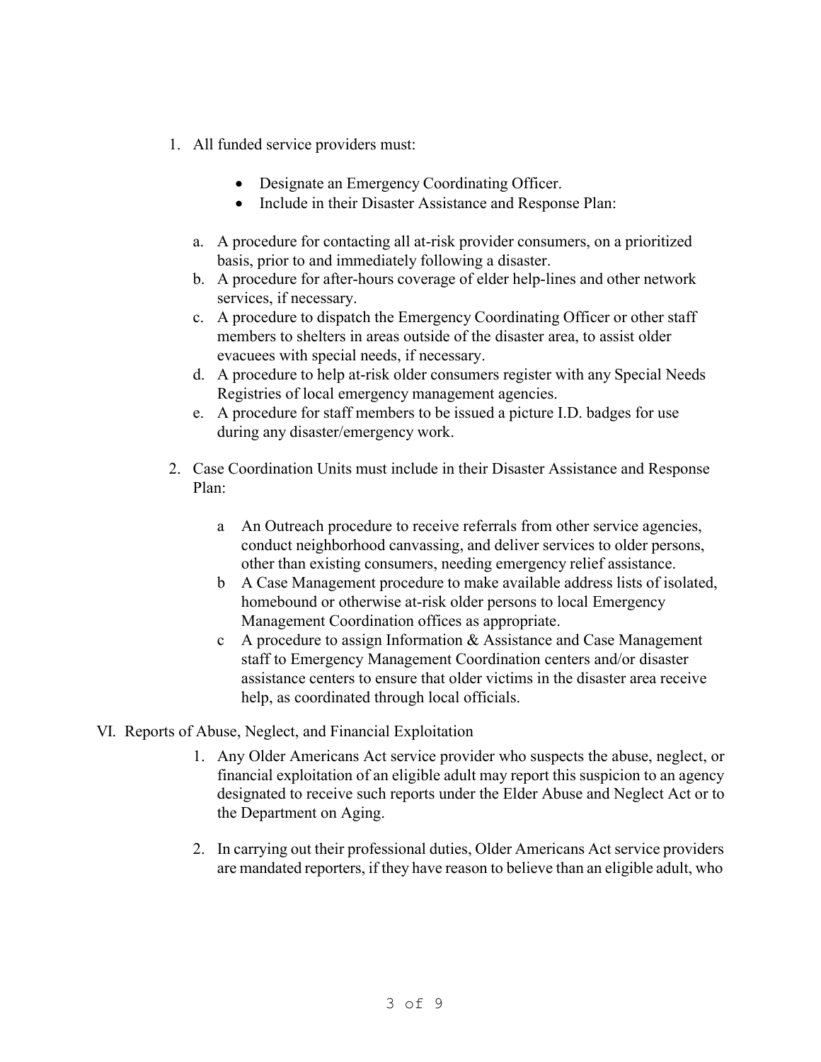1. All funded service providers must:

    - Designate an Emergency Coordinating Officer.
    - Include in their Disaster Assistance and Response Plan:

    a. A procedure for contacting all at-risk provider consumers, on a prioritized basis, prior to and immediately following a disaster.
    b. A procedure for after-hours coverage of elder help-lines and other network services, if necessary.
    c. A procedure to dispatch the Emergency Coordinating Officer or other staff members to shelters in areas outside of the disaster area, to assist older evacuees with special needs, if necessary.
    d. A procedure to help at-risk older consumers register with any Special Needs Registries of local emergency management agencies.
    e. A procedure for staff members to be issued a picture I.D. badges for use during any disaster/emergency work.

2. Case Coordination Units must include in their Disaster Assistance and Response Plan:

    a An Outreach procedure to receive referrals from other service agencies, conduct neighborhood canvassing, and deliver services to older persons, other than existing consumers, needing emergency relief assistance.
    b A Case Management procedure to make available address lists of isolated, homebound or otherwise at-risk older persons to local Emergency Management Coordination offices as appropriate.
    c A procedure to assign Information & Assistance and Case Management staff to Emergency Management Coordination centers and/or disaster assistance centers to ensure that older victims in the disaster area receive help, as coordinated through local officials.

VI. Reports of Abuse, Neglect, and Financial Exploitation

1. Any Older Americans Act service provider who suspects the abuse, neglect, or financial exploitation of an eligible adult may report this suspicion to an agency designated to receive such reports under the Elder Abuse and Neglect Act or to the Department on Aging.

2. In carrying out their professional duties, Older Americans Act service providers are mandated reporters, if they have reason to believe than an eligible adult, who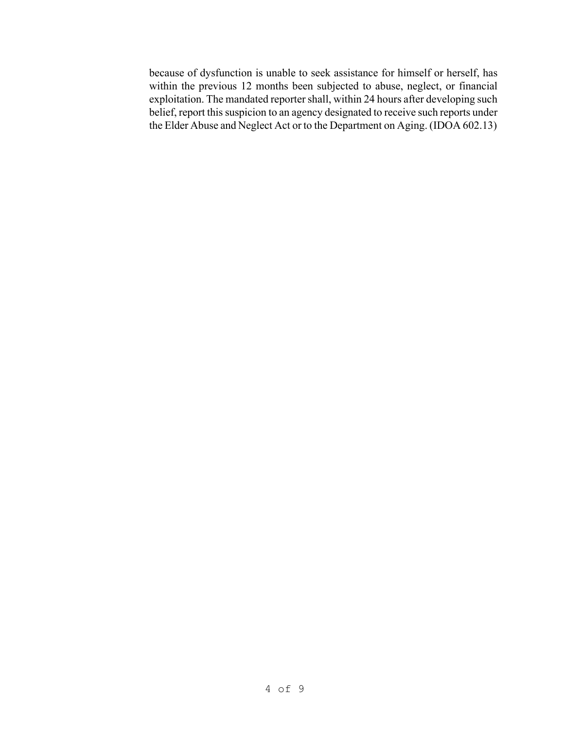because of dysfunction is unable to seek assistance for himself or herself, has within the previous 12 months been subjected to abuse, neglect, or financial exploitation. The mandated reporter shall, within 24 hours after developing such belief, report this suspicion to an agency designated to receive such reports under the Elder Abuse and Neglect Act or to the Department on Aging. (IDOA 602.13)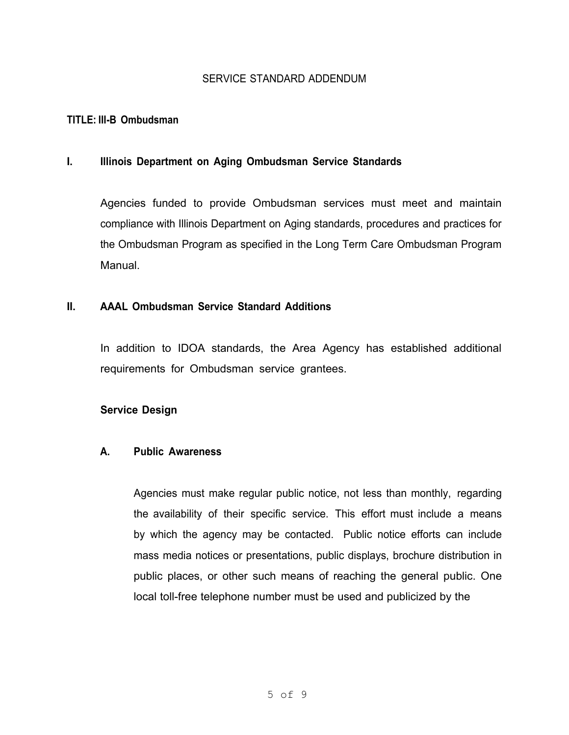# SERVICE STANDARD ADDENDUM

**TITLE: III-B Ombudsman**

## I. Illinois Department on Aging Ombudsman Service Standards

Agencies funded to provide Ombudsman services must meet and maintain compliance with Illinois Department on Aging standards, procedures and practices for the Ombudsman Program as specified in the Long Term Care Ombudsman Program Manual.

## II. AAAL Ombudsman Service Standard Additions

In addition to IDOA standards, the Area Agency has established additional requirements for Ombudsman service grantees.

### Service Design

#### A. Public Awareness

Agencies must make regular public notice, not less than monthly, regarding the availability of their specific service. This effort must include a means by which the agency may be contacted. Public notice efforts can include mass media notices or presentations, public displays, brochure distribution in public places, or other such means of reaching the general public. One local toll-free telephone number must be used and publicized by the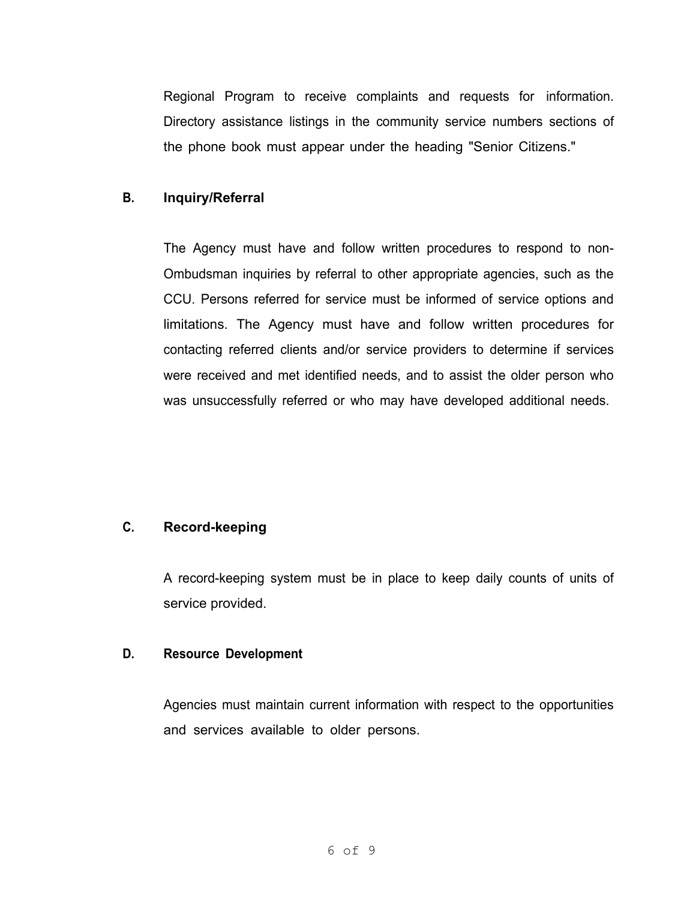Regional Program to receive complaints and requests for information. Directory assistance listings in the community service numbers sections of the phone book must appear under the heading "Senior Citizens."

### B. Inquiry/Referral

The Agency must have and follow written procedures to respond to non-Ombudsman inquiries by referral to other appropriate agencies, such as the CCU. Persons referred for service must be informed of service options and limitations. The Agency must have and follow written procedures for contacting referred clients and/or service providers to determine if services were received and met identified needs, and to assist the older person who was unsuccessfully referred or who may have developed additional needs.

### C. Record-keeping

A record-keeping system must be in place to keep daily counts of units of service provided.

### D. Resource Development

Agencies must maintain current information with respect to the opportunities and services available to older persons.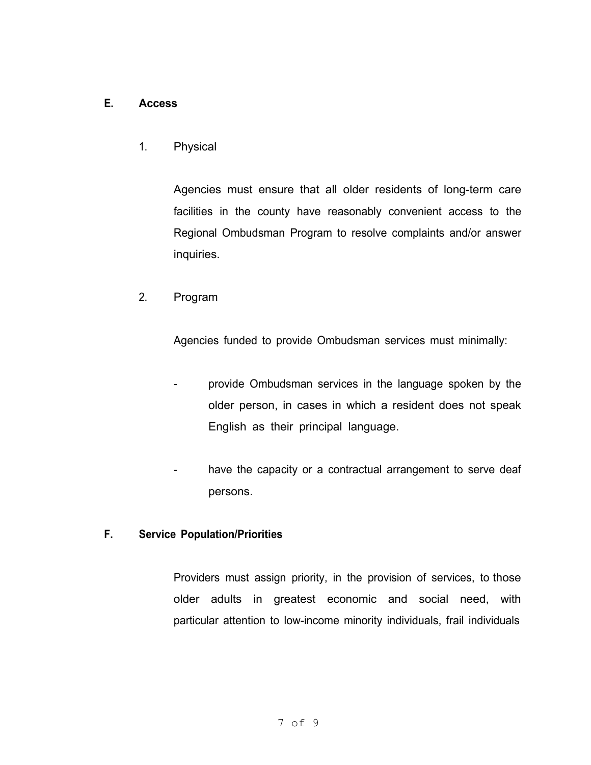## E. Access

### 1. Physical

Agencies must ensure that all older residents of long-term care facilities in the county have reasonably convenient access to the Regional Ombudsman Program to resolve complaints and/or answer inquiries.

### 2. Program

Agencies funded to provide Ombudsman services must minimally:

- provide Ombudsman services in the language spoken by the older person, in cases in which a resident does not speak English as their principal language.

- have the capacity or a contractual arrangement to serve deaf persons.

## F. Service Population/Priorities

Providers must assign priority, in the provision of services, to those older adults in greatest economic and social need, with particular attention to low-income minority individuals, frail individuals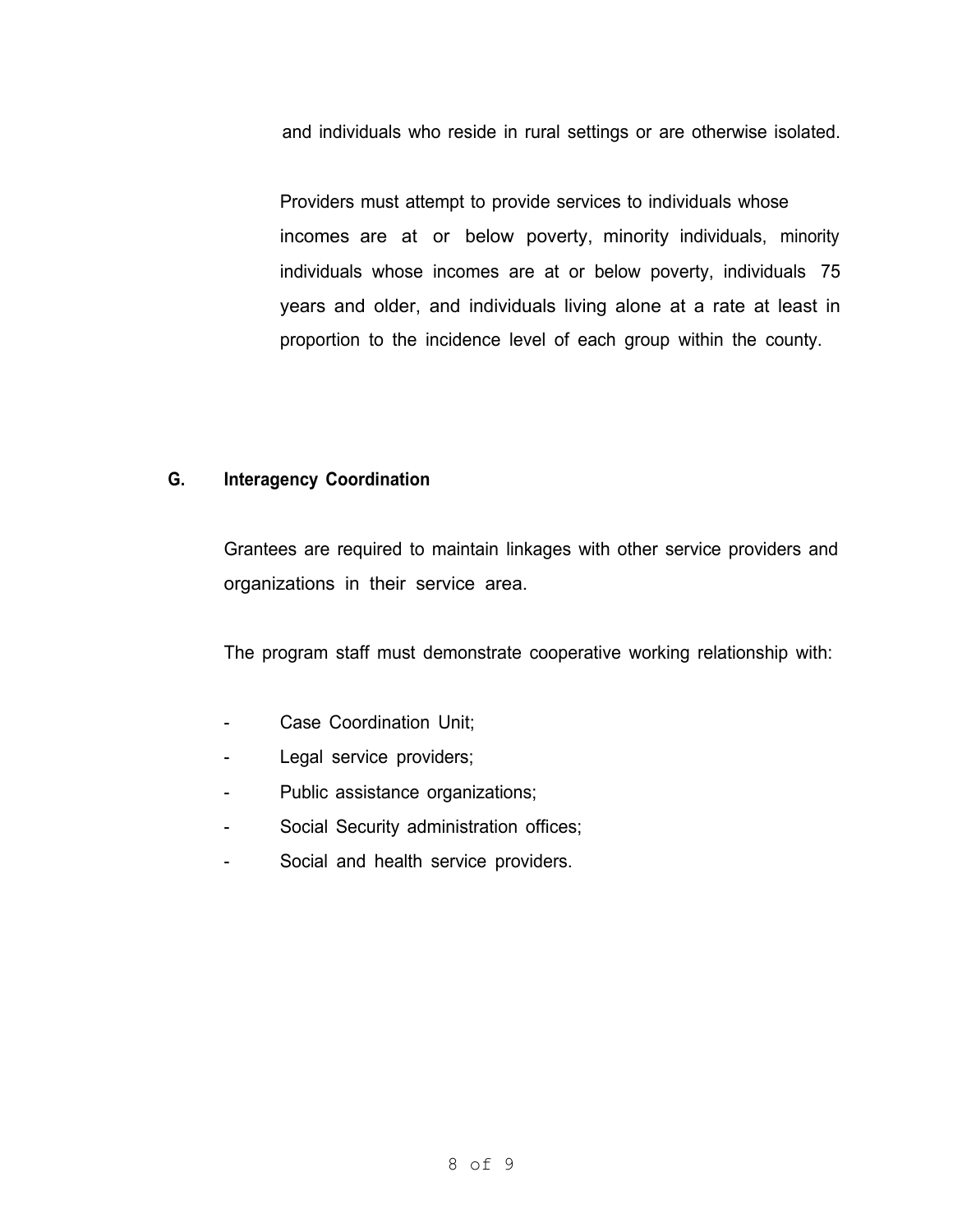and individuals who reside in rural settings or are otherwise isolated.

Providers must attempt to provide services to individuals whose incomes are at or below poverty, minority individuals, minority individuals whose incomes are at or below poverty, individuals 75 years and older, and individuals living alone at a rate at least in proportion to the incidence level of each group within the county.

**G. Interagency Coordination**

Grantees are required to maintain linkages with other service providers and organizations in their service area.

The program staff must demonstrate cooperative working relationship with:

- Case Coordination Unit;
- Legal service providers;
- Public assistance organizations;
- Social Security administration offices;
- Social and health service providers.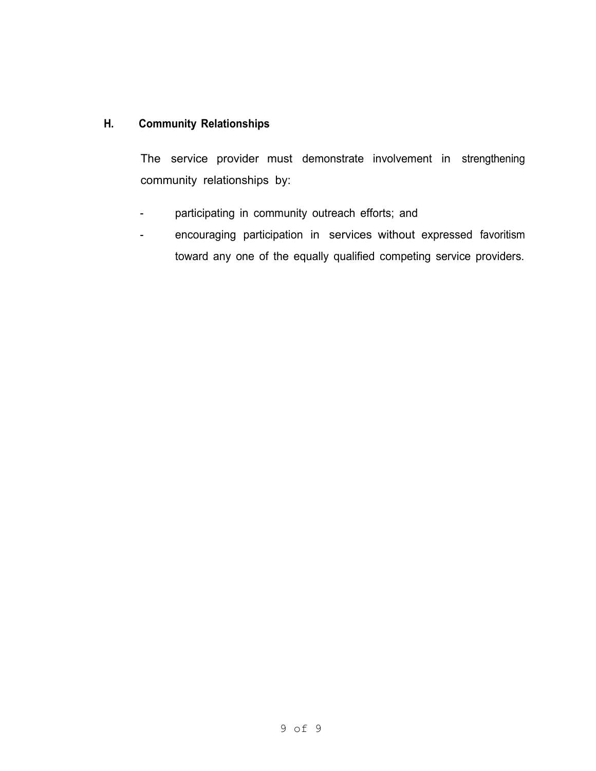## H. Community Relationships

The service provider must demonstrate involvement in strengthening community relationships by:

- participating in community outreach efforts; and
- encouraging participation in services without expressed favoritism toward any one of the equally qualified competing service providers.